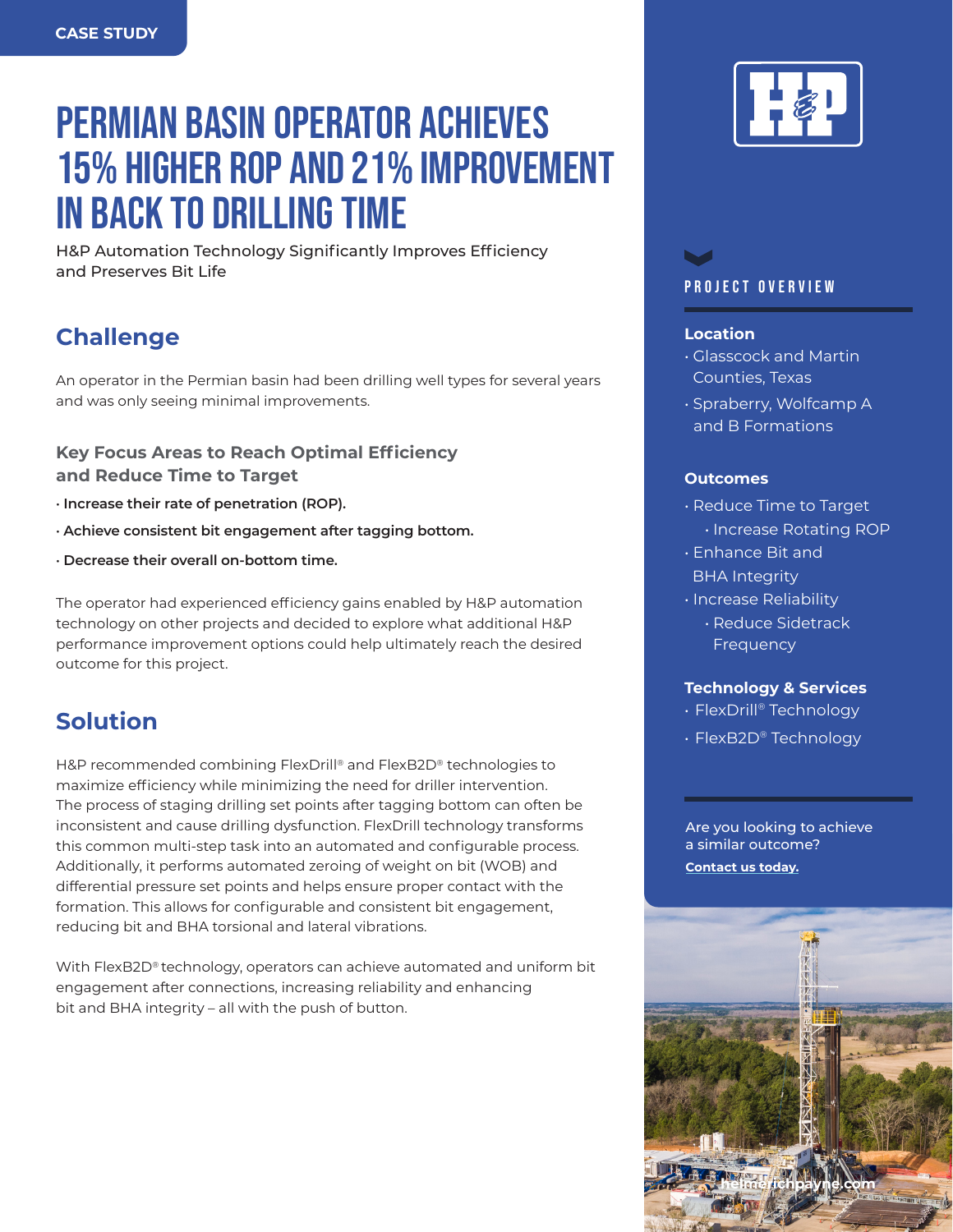CASE STUDY

# PERMIAN BASIN OPERATOR ACHIEVES 15% HIGHER ROP AND 21% IMPROVEMENT IN BACK TO DRILLING TIME

H&P Automation Technology Significantly Improves Efficiency and Preserves Bit Life

## Challenge

An operator in the Permian basin had been drilling well types for several years and was only seeing minimal improvements.

### Key Focus Areas to Reach Optimal Efficiency and Reduce Time to Target

- **Increase their rate of penetration (ROP).**
- **Achieve consistent bit engagement after tagging bottom.**
- **Decrease their overall on-bottom time.**

The operator had experienced efficiency gains enabled by H&P automation technology on other projects and decided to explore what additional H&P performance improvement options could help ultimately reach the desired outcome for this project.

## Solution

H&P recommended combining FlexDrill® and FlexB2D® technologies to maximize efficiency while minimizing the need for driller intervention. The process of staging drilling set points after tagging bottom can often be inconsistent and cause drilling dysfunction. FlexDrill technology transforms this common multi-step task into an automated and configurable process. Additionally, it performs automated zeroing of weight on bit (WOB) and differential pressure set points and helps ensure proper contact with the formation. This allows for configurable and consistent bit engagement, reducing bit and BHA torsional and lateral vibrations.

With FlexB2D® technology, operators can achieve automated and uniform bit engagement after connections, increasing reliability and enhancing bit and BHA integrity – all with the push of button.

## PROJECT OVERVIEW

**Location**

- Glasscock and Martin Counties, Texas
- Spraberry, Wolfcamp A and B Formations

**Outcomes**

- Reduce Time to Target
  - Increase Rotating ROP
- Enhance Bit and BHA Integrity
- Increase Reliability
  - Reduce Sidetrack Frequency

**Technology & Services**

- FlexDrill® Technology
- FlexB2D® Technology

Are you looking to achieve a similar outcome?

**Contact us today.**

helmerichpayne.com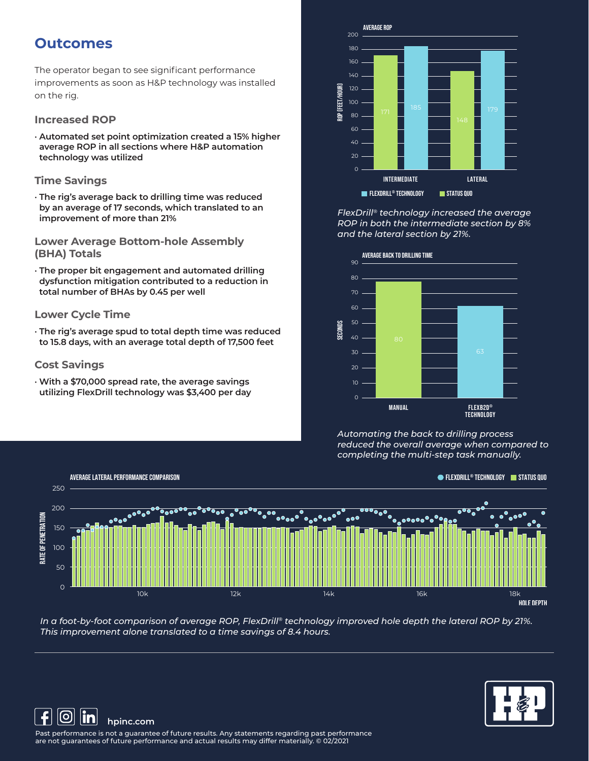# Outcomes

The operator began to see significant performance improvements as soon as H&P technology was installed on the rig.

### Increased ROP

- **Automated set point optimization created a 15% higher average ROP in all sections where H&P automation technology was utilized**

### Time Savings

- **The rig's average back to drilling time was reduced by an average of 17 seconds, which translated to an improvement of more than 21%**

### Lower Average Bottom-hole Assembly (BHA) Totals

- **The proper bit engagement and automated drilling dysfunction mitigation contributed to a reduction in total number of BHAs by 0.45 per well**

### Lower Cycle Time

- **The rig's average spud to total depth time was reduced to 15.8 days, with an average total depth of 17,500 feet**

### Cost Savings

- **With a $70,000 spread rate, the average savings utilizing FlexDrill technology was $3,400 per day**

AVERAGE ROP

ROP (FEET/HOUR)

200
180
160
140
120
100
80
60
40
20
0

171
185
148
179

INTERMEDIATE
LATERAL

FLEXDRILL® TECHNOLOGY
STATUS QUO

*FlexDrill® technology increased the average ROP in both the intermediate section by 8% and the lateral section by 21%.*

AVERAGE BACK TO DRILLING TIME

SECONDS

90
80
70
60
50
40
30
20
10
0

80
63

MANUAL
FLEXB2D® TECHNOLOGY

*Automating the back to drilling process reduced the overall average when compared to completing the multi-step task manually.*

AVERAGE LATERAL PERFORMANCE COMPARISON

FLEXDRILL® TECHNOLOGY
STATUS QUO

RATE OF PENETRATION

250
200
150
100
50
0

10k
12k
14k
16k
18k

HOLE DEPTH

*In a foot-by-foot comparison of average ROP, FlexDrill® technology improved hole depth the lateral ROP by 21%. This improvement alone translated to a time savings of 8.4 hours.*

hpinc.com

Past performance is not a guarantee of future results. Any statements regarding past performance are not guarantees of future performance and actual results may differ materially. © 02/2021